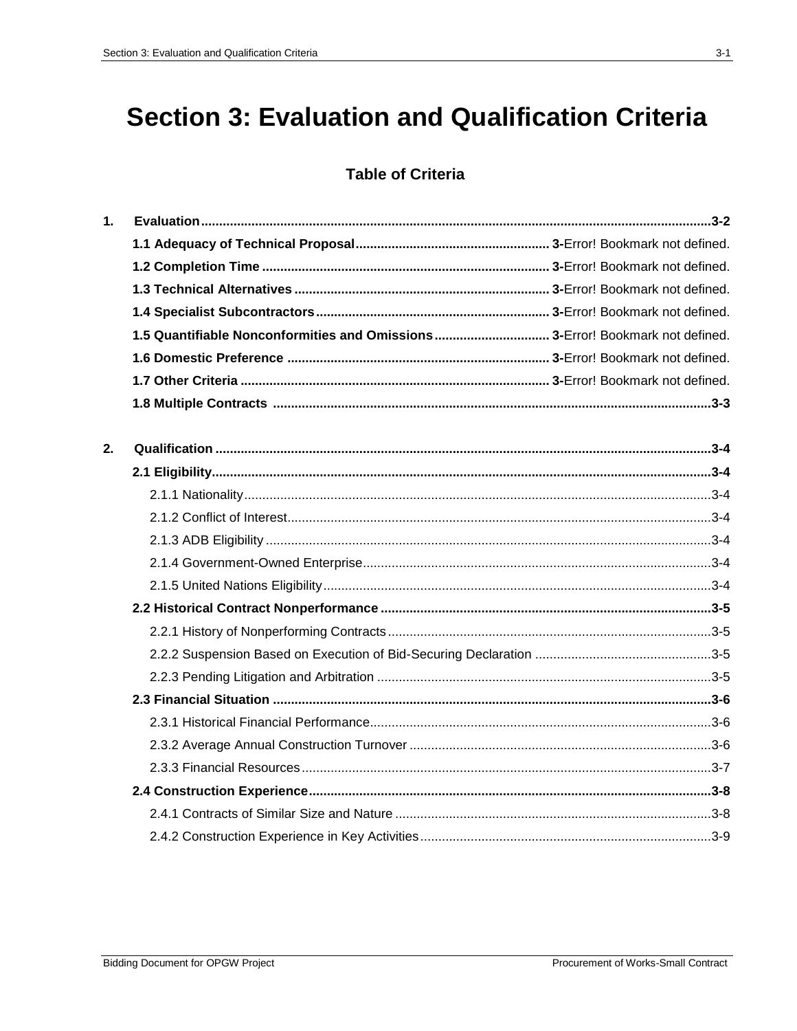# Section 3: Evaluation and Qualification Criteria

## Table of Criteria

**1. Evaluation** .......... **3-2**

- **1.1 Adequacy of Technical Proposal** .......... **3-**Error! Bookmark not defined.
- **1.2 Completion Time** .......... **3-**Error! Bookmark not defined.
- **1.3 Technical Alternatives** .......... **3-**Error! Bookmark not defined.
- **1.4 Specialist Subcontractors** .......... **3-**Error! Bookmark not defined.
- **1.5 Quantifiable Nonconformities and Omissions** .......... **3-**Error! Bookmark not defined.
- **1.6 Domestic Preference** .......... **3-**Error! Bookmark not defined.
- **1.7 Other Criteria** .......... **3-**Error! Bookmark not defined.
- **1.8 Multiple Contracts** .......... **3-3**

**2. Qualification** .......... **3-4**

- **2.1 Eligibility** .......... **3-4**
  - 2.1.1 Nationality .......... 3-4
  - 2.1.2 Conflict of Interest .......... 3-4
  - 2.1.3 ADB Eligibility .......... 3-4
  - 2.1.4 Government-Owned Enterprise .......... 3-4
  - 2.1.5 United Nations Eligibility .......... 3-4
- **2.2 Historical Contract Nonperformance** .......... **3-5**
  - 2.2.1 History of Nonperforming Contracts .......... 3-5
  - 2.2.2 Suspension Based on Execution of Bid-Securing Declaration .......... 3-5
  - 2.2.3 Pending Litigation and Arbitration .......... 3-5
- **2.3 Financial Situation** .......... **3-6**
  - 2.3.1 Historical Financial Performance .......... 3-6
  - 2.3.2 Average Annual Construction Turnover .......... 3-6
  - 2.3.3 Financial Resources .......... 3-7
- **2.4 Construction Experience** .......... **3-8**
  - 2.4.1 Contracts of Similar Size and Nature .......... 3-8
  - 2.4.2 Construction Experience in Key Activities .......... 3-9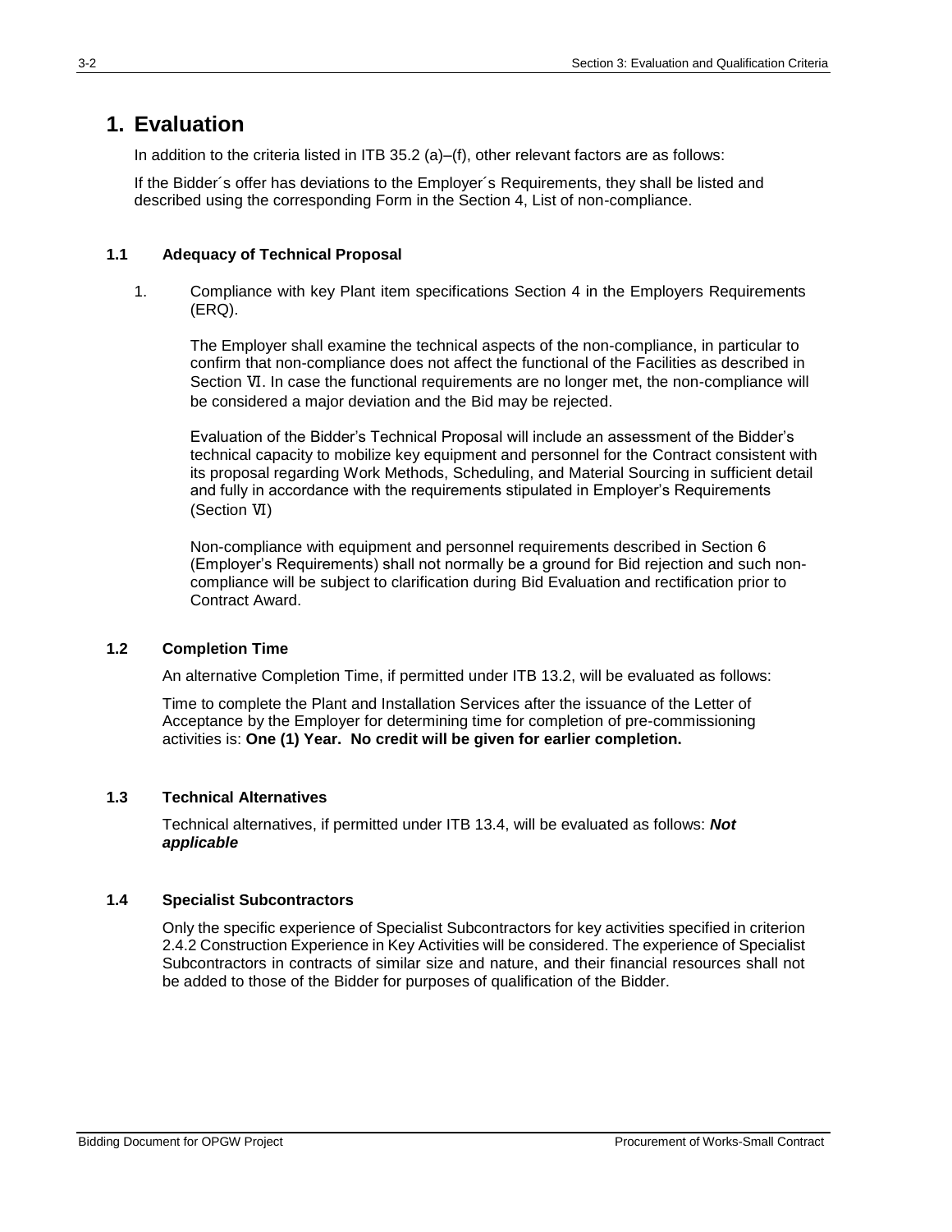# 1. Evaluation

In addition to the criteria listed in ITB 35.2 (a)–(f), other relevant factors are as follows:

If the Bidder´s offer has deviations to the Employer´s Requirements, they shall be listed and described using the corresponding Form in the Section 4, List of non-compliance.

### 1.1 Adequacy of Technical Proposal

1. Compliance with key Plant item specifications Section 4 in the Employers Requirements (ERQ).

   The Employer shall examine the technical aspects of the non-compliance, in particular to confirm that non-compliance does not affect the functional of the Facilities as described in Section Ⅵ. In case the functional requirements are no longer met, the non-compliance will be considered a major deviation and the Bid may be rejected.

   Evaluation of the Bidder's Technical Proposal will include an assessment of the Bidder's technical capacity to mobilize key equipment and personnel for the Contract consistent with its proposal regarding Work Methods, Scheduling, and Material Sourcing in sufficient detail and fully in accordance with the requirements stipulated in Employer's Requirements (Section Ⅵ)

   Non-compliance with equipment and personnel requirements described in Section 6 (Employer's Requirements) shall not normally be a ground for Bid rejection and such non-compliance will be subject to clarification during Bid Evaluation and rectification prior to Contract Award.

### 1.2 Completion Time

An alternative Completion Time, if permitted under ITB 13.2, will be evaluated as follows:

Time to complete the Plant and Installation Services after the issuance of the Letter of Acceptance by the Employer for determining time for completion of pre-commissioning activities is: **One (1) Year. No credit will be given for earlier completion.**

### 1.3 Technical Alternatives

Technical alternatives, if permitted under ITB 13.4, will be evaluated as follows: ***Not applicable***

### 1.4 Specialist Subcontractors

Only the specific experience of Specialist Subcontractors for key activities specified in criterion 2.4.2 Construction Experience in Key Activities will be considered. The experience of Specialist Subcontractors in contracts of similar size and nature, and their financial resources shall not be added to those of the Bidder for purposes of qualification of the Bidder.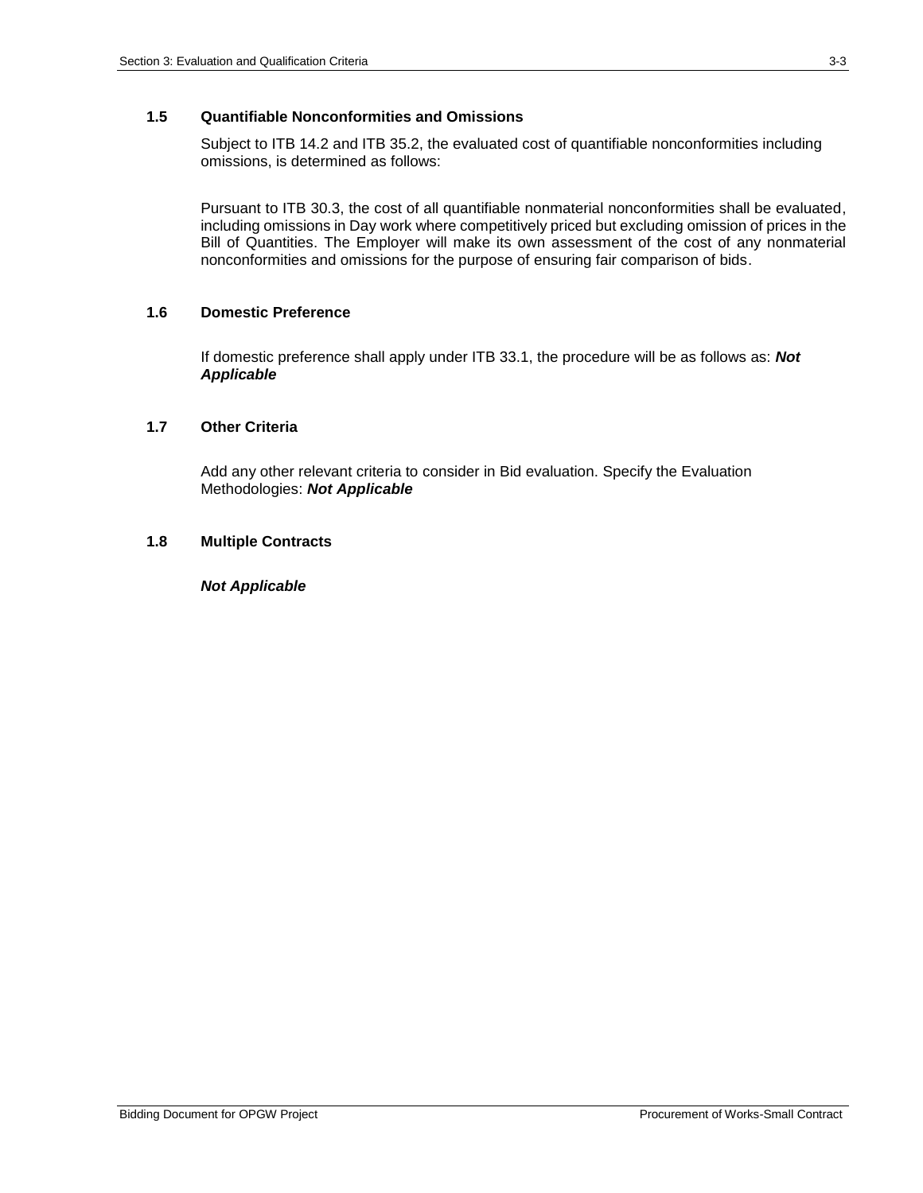### 1.5 Quantifiable Nonconformities and Omissions

Subject to ITB 14.2 and ITB 35.2, the evaluated cost of quantifiable nonconformities including omissions, is determined as follows:

Pursuant to ITB 30.3, the cost of all quantifiable nonmaterial nonconformities shall be evaluated, including omissions in Day work where competitively priced but excluding omission of prices in the Bill of Quantities. The Employer will make its own assessment of the cost of any nonmaterial nonconformities and omissions for the purpose of ensuring fair comparison of bids.

### 1.6 Domestic Preference

If domestic preference shall apply under ITB 33.1, the procedure will be as follows as: ***Not Applicable***

### 1.7 Other Criteria

Add any other relevant criteria to consider in Bid evaluation. Specify the Evaluation Methodologies: ***Not Applicable***

### 1.8 Multiple Contracts

***Not Applicable***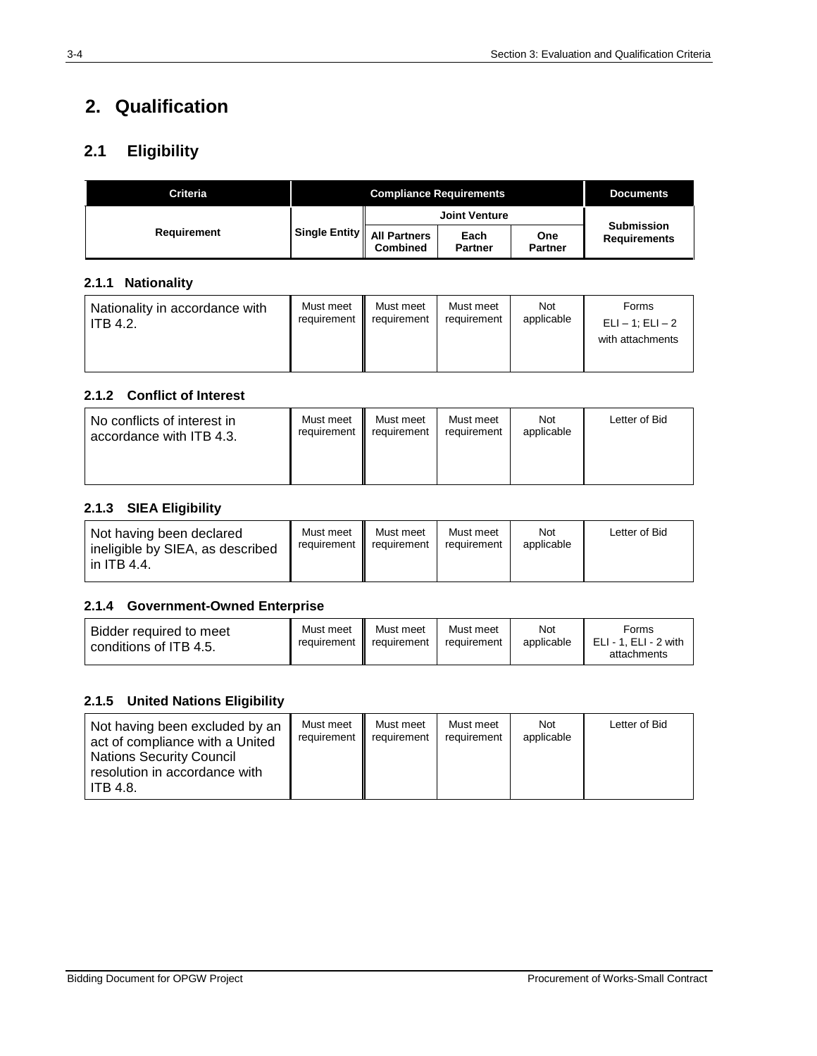# 2. Qualification

## 2.1 Eligibility

| Criteria | Compliance Requirements | | | | Documents |
|---|---|---|---|---|---|
| | | Joint Venture | | | |
| Requirement | Single Entity | All Partners Combined | Each Partner | One Partner | Submission Requirements |

### 2.1.1 Nationality

| Requirement | Single Entity | All Partners Combined | Each Partner | One Partner | Submission Requirements |
|---|---|---|---|---|---|
| Nationality in accordance with ITB 4.2. | Must meet requirement | Must meet requirement | Must meet requirement | Not applicable | Forms ELI – 1; ELI – 2 with attachments |

### 2.1.2 Conflict of Interest

| Requirement | Single Entity | All Partners Combined | Each Partner | One Partner | Submission Requirements |
|---|---|---|---|---|---|
| No conflicts of interest in accordance with ITB 4.3. | Must meet requirement | Must meet requirement | Must meet requirement | Not applicable | Letter of Bid |

### 2.1.3 SIEA Eligibility

| Requirement | Single Entity | All Partners Combined | Each Partner | One Partner | Submission Requirements |
|---|---|---|---|---|---|
| Not having been declared ineligible by SIEA, as described in ITB 4.4. | Must meet requirement | Must meet requirement | Must meet requirement | Not applicable | Letter of Bid |

### 2.1.4 Government-Owned Enterprise

| Requirement | Single Entity | All Partners Combined | Each Partner | One Partner | Submission Requirements |
|---|---|---|---|---|---|
| Bidder required to meet conditions of ITB 4.5. | Must meet requirement | Must meet requirement | Must meet requirement | Not applicable | Forms ELI - 1, ELI - 2 with attachments |

### 2.1.5 United Nations Eligibility

| Requirement | Single Entity | All Partners Combined | Each Partner | One Partner | Submission Requirements |
|---|---|---|---|---|---|
| Not having been excluded by an act of compliance with a United Nations Security Council resolution in accordance with ITB 4.8. | Must meet requirement | Must meet requirement | Must meet requirement | Not applicable | Letter of Bid |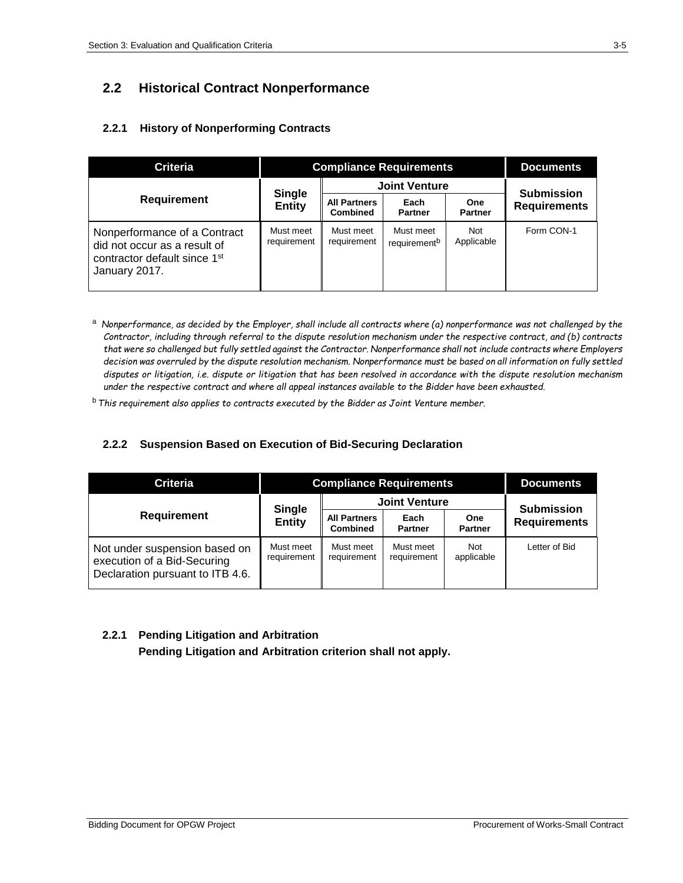## 2.2 Historical Contract Nonperformance

### 2.2.1 History of Nonperforming Contracts

| Criteria | Compliance Requirements | | | | Documents |
|---|---|---|---|---|---|
| Requirement | Single Entity | Joint Venture | | | Submission Requirements |
| | | All Partners Combined | Each Partner | One Partner | |
| Nonperformance of a Contract did not occur as a result of contractor default since 1st January 2017. | Must meet requirement | Must meet requirement | Must meet requirement[b] | Not Applicable | Form CON-1 |

[a] *Nonperformance, as decided by the Employer, shall include all contracts where (a) nonperformance was not challenged by the Contractor, including through referral to the dispute resolution mechanism under the respective contract, and (b) contracts that were so challenged but fully settled against the Contractor. Nonperformance shall not include contracts where Employers decision was overruled by the dispute resolution mechanism. Nonperformance must be based on all information on fully settled disputes or litigation, i.e. dispute or litigation that has been resolved in accordance with the dispute resolution mechanism under the respective contract and where all appeal instances available to the Bidder have been exhausted.*

[b] *This requirement also applies to contracts executed by the Bidder as Joint Venture member.*

### 2.2.2 Suspension Based on Execution of Bid-Securing Declaration

| Criteria | Compliance Requirements | | | | Documents |
|---|---|---|---|---|---|
| Requirement | Single Entity | Joint Venture | | | Submission Requirements |
| | | All Partners Combined | Each Partner | One Partner | |
| Not under suspension based on execution of a Bid-Securing Declaration pursuant to ITB 4.6. | Must meet requirement | Must meet requirement | Must meet requirement | Not applicable | Letter of Bid |

### 2.2.1 Pending Litigation and Arbitration

**Pending Litigation and Arbitration criterion shall not apply.**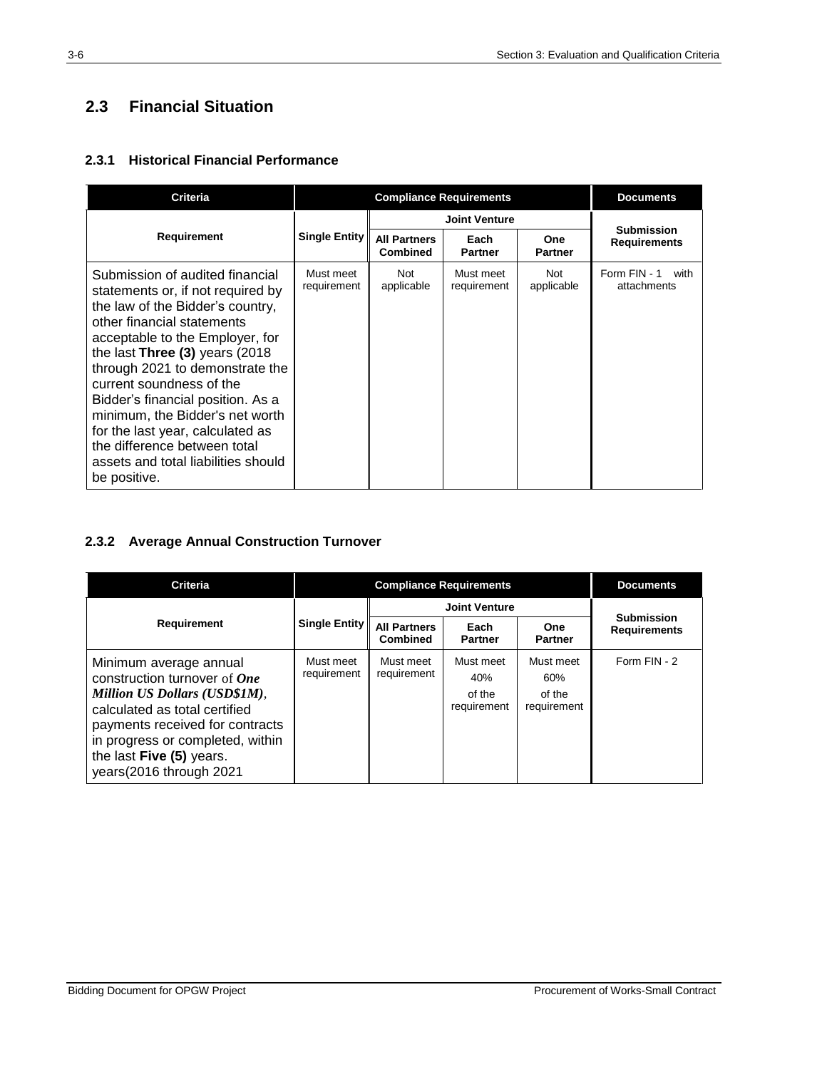## 2.3 Financial Situation

### 2.3.1 Historical Financial Performance

| Criteria | Compliance Requirements | | | | Documents |
|---|---|---|---|---|---|
| Requirement | Single Entity | Joint Venture | | | Submission Requirements |
| | | All Partners Combined | Each Partner | One Partner | |
| Submission of audited financial statements or, if not required by the law of the Bidder's country, other financial statements acceptable to the Employer, for the last **Three (3)** years (2018 through 2021 to demonstrate the current soundness of the Bidder's financial position. As a minimum, the Bidder's net worth for the last year, calculated as the difference between total assets and total liabilities should be positive. | Must meet requirement | Not applicable | Must meet requirement | Not applicable | Form FIN - 1 with attachments |

### 2.3.2 Average Annual Construction Turnover

| Criteria | Compliance Requirements | | | | Documents |
|---|---|---|---|---|---|
| Requirement | Single Entity | Joint Venture | | | Submission Requirements |
| | | All Partners Combined | Each Partner | One Partner | |
| Minimum average annual construction turnover of ***One Million US Dollars (USD$1M)***, calculated as total certified payments received for contracts in progress or completed, within the last **Five (5)** years. years(2016 through 2021 | Must meet requirement | Must meet requirement | Must meet 40% of the requirement | Must meet 60% of the requirement | Form FIN - 2 |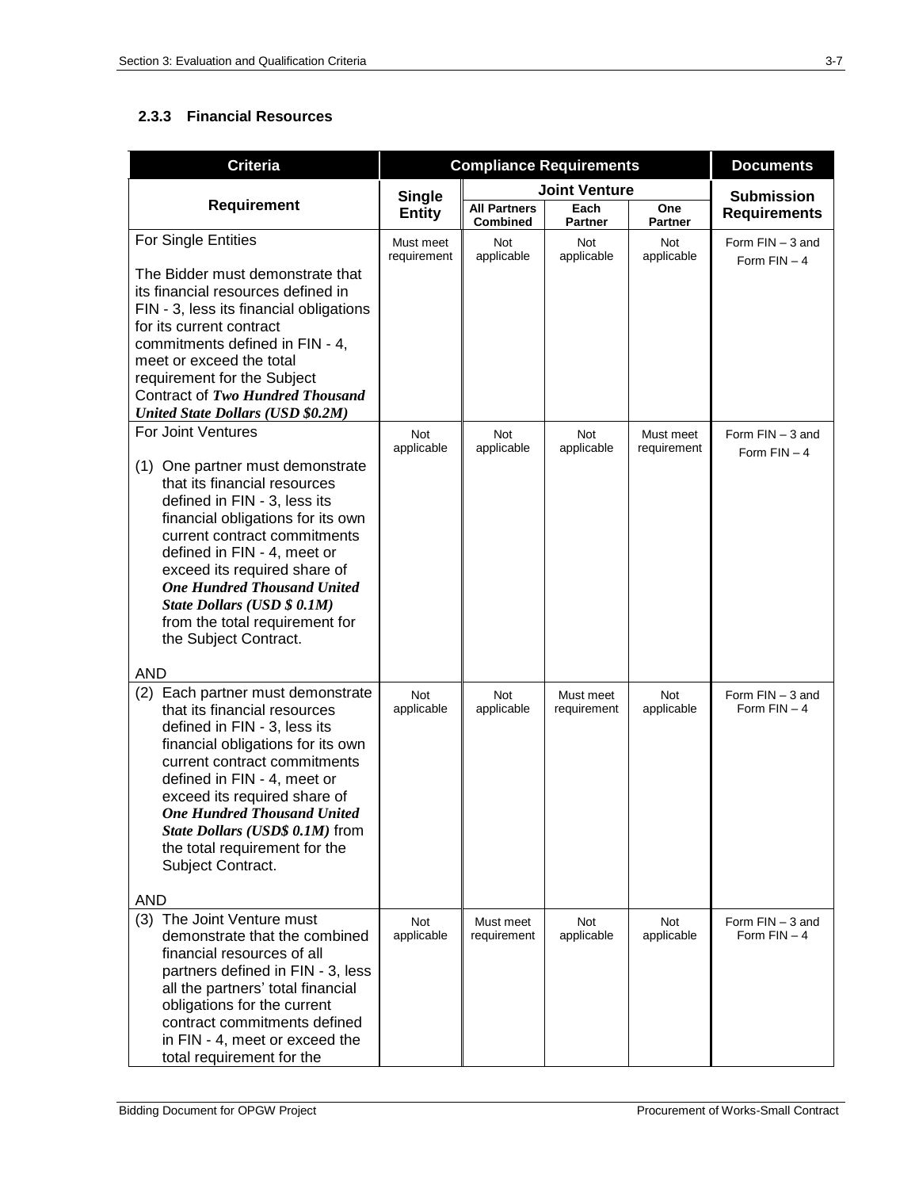### 2.3.3 Financial Resources

| Criteria | Compliance Requirements | | | | Documents |
|---|---|---|---|---|---|
| Requirement | Single Entity | Joint Venture | | | Submission Requirements |
| | | All Partners Combined | Each Partner | One Partner | |
| For Single Entities<br><br>The Bidder must demonstrate that its financial resources defined in FIN - 3, less its financial obligations for its current contract commitments defined in FIN - 4, meet or exceed the total requirement for the Subject Contract of ***Two Hundred Thousand United State Dollars (USD $0.2M)*** | Must meet requirement | Not applicable | Not applicable | Not applicable | Form FIN – 3 and Form FIN – 4 |
| For Joint Ventures<br><br>(1) One partner must demonstrate that its financial resources defined in FIN - 3, less its financial obligations for its own current contract commitments defined in FIN - 4, meet or exceed its required share of ***One Hundred Thousand United State Dollars (USD $ 0.1M)*** from the total requirement for the Subject Contract.<br><br>AND | Not applicable | Not applicable | Not applicable | Must meet requirement | Form FIN – 3 and Form FIN – 4 |
| (2) Each partner must demonstrate that its financial resources defined in FIN - 3, less its financial obligations for its own current contract commitments defined in FIN - 4, meet or exceed its required share of ***One Hundred Thousand United State Dollars (USD$ 0.1M)*** from the total requirement for the Subject Contract.<br><br>AND | Not applicable | Not applicable | Must meet requirement | Not applicable | Form FIN – 3 and Form FIN – 4 |
| (3) The Joint Venture must demonstrate that the combined financial resources of all partners defined in FIN - 3, less all the partners' total financial obligations for the current contract commitments defined in FIN - 4, meet or exceed the total requirement for the | Not applicable | Must meet requirement | Not applicable | Not applicable | Form FIN – 3 and Form FIN – 4 |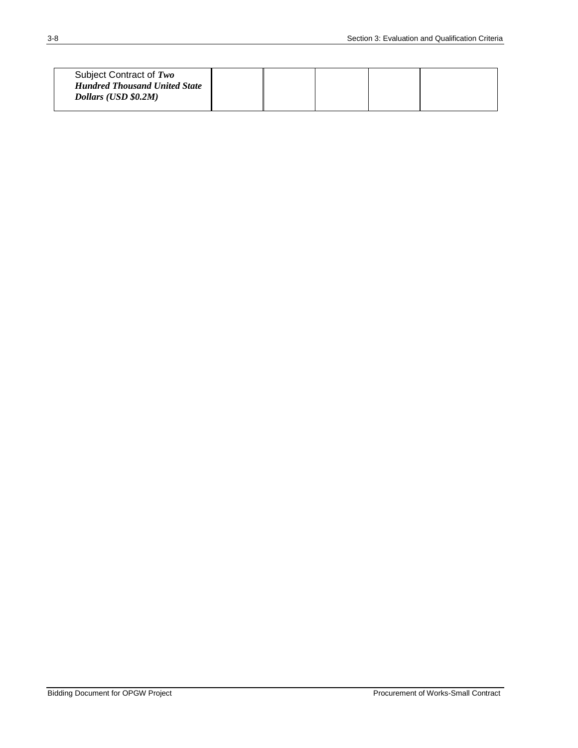| | | | | | |
|---|---|---|---|---|---|
| Subject Contract of ***Two Hundred Thousand United State Dollars (USD $0.2M)*** | | | | | |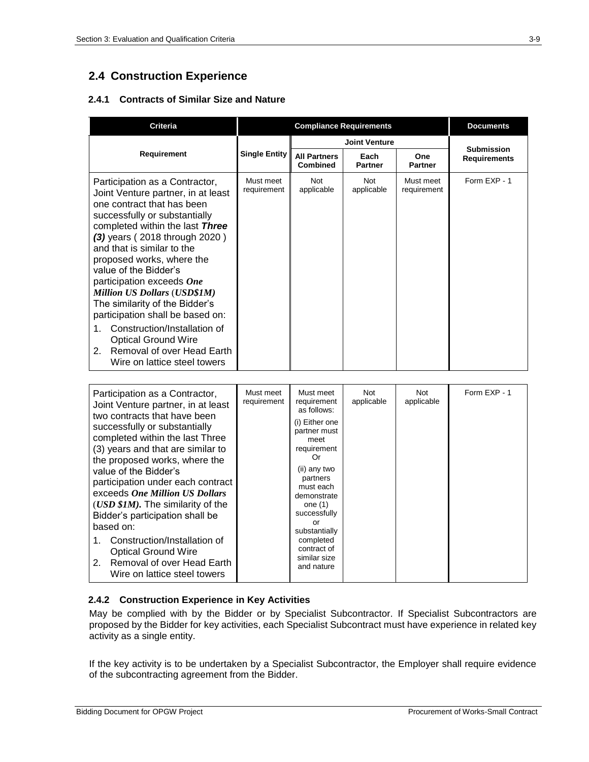## 2.4 Construction Experience

### 2.4.1 Contracts of Similar Size and Nature

| Criteria | Compliance Requirements | | | | Documents |
|---|---|---|---|---|---|
| | | Joint Venture | | | |
| Requirement | Single Entity | All Partners Combined | Each Partner | One Partner | Submission Requirements |
| Participation as a Contractor, Joint Venture partner, in at least one contract that has been successfully or substantially completed within the last ***Three (3)*** years ( 2018 through 2020 ) and that is similar to the proposed works, where the value of the Bidder's participation exceeds ***One Million US Dollars (USD$1M)*** The similarity of the Bidder's participation shall be based on: 1. Construction/Installation of Optical Ground Wire 2. Removal of over Head Earth Wire on lattice steel towers | Must meet requirement | Not applicable | Not applicable | Must meet requirement | Form EXP - 1 |
| Participation as a Contractor, Joint Venture partner, in at least two contracts that have been successfully or substantially completed within the last Three (3) years and that are similar to the proposed works, where the value of the Bidder's participation under each contract exceeds ***One Million US Dollars (USD $1M).*** The similarity of the Bidder's participation shall be based on: 1. Construction/Installation of Optical Ground Wire 2. Removal of over Head Earth Wire on lattice steel towers | Must meet requirement | Must meet requirement as follows: (i) Either one partner must meet requirement Or (ii) any two partners must each demonstrate one (1) successfully or substantially completed contract of similar size and nature | Not applicable | Not applicable | Form EXP - 1 |

### 2.4.2 Construction Experience in Key Activities

May be complied with by the Bidder or by Specialist Subcontractor. If Specialist Subcontractors are proposed by the Bidder for key activities, each Specialist Subcontract must have experience in related key activity as a single entity.

If the key activity is to be undertaken by a Specialist Subcontractor, the Employer shall require evidence of the subcontracting agreement from the Bidder.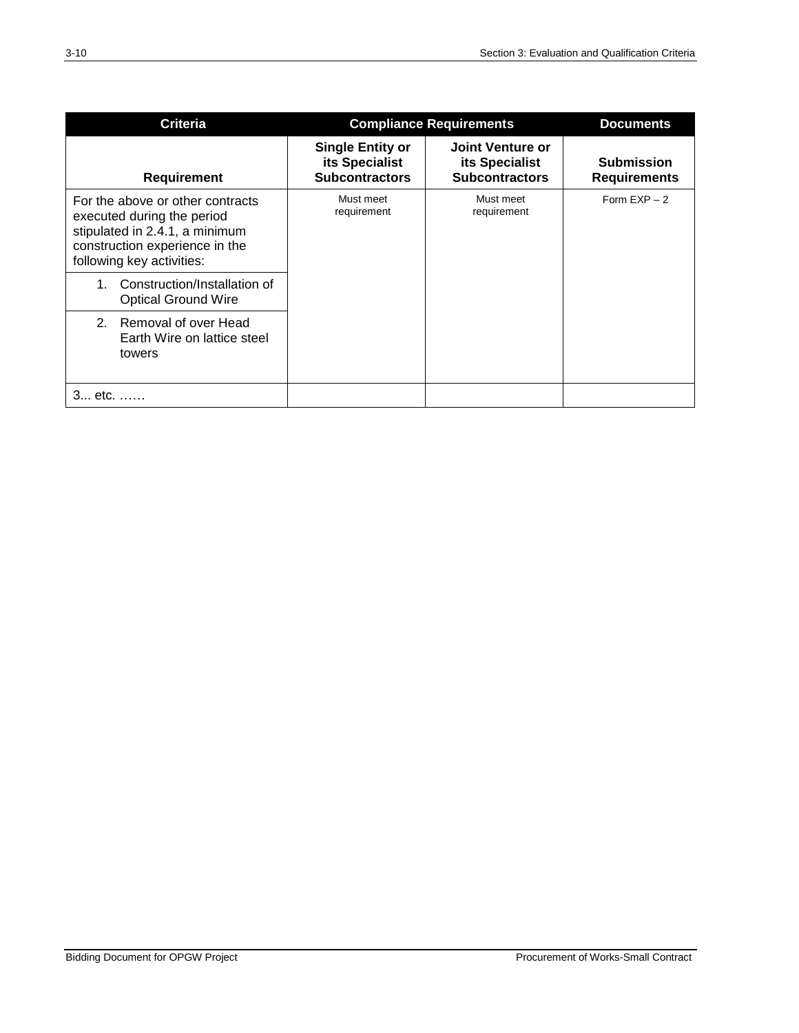| Criteria | Compliance Requirements | | Documents |
|---|---|---|---|
| **Requirement** | **Single Entity or its Specialist Subcontractors** | **Joint Venture or its Specialist Subcontractors** | **Submission Requirements** |
| For the above or other contracts executed during the period stipulated in 2.4.1, a minimum construction experience in the following key activities: | Must meet requirement | Must meet requirement | Form EXP – 2 |
| 1. Construction/Installation of Optical Ground Wire | | | |
| 2. Removal of over Head Earth Wire on lattice steel towers | | | |
| 3... etc. …… | | | |